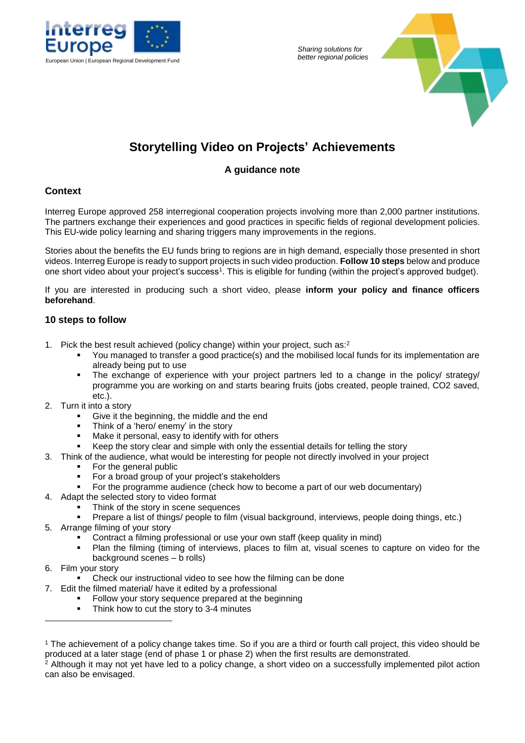Interreg Europe

European Union | European Regional Development Fund

*Sharing solutions for better regional policies*

# Storytelling Video on Projects' Achievements

### A guidance note

## Context

Interreg Europe approved 258 interregional cooperation projects involving more than 2,000 partner institutions. The partners exchange their experiences and good practices in specific fields of regional development policies. This EU-wide policy learning and sharing triggers many improvements in the regions.

Stories about the benefits the EU funds bring to regions are in high demand, especially those presented in short videos. Interreg Europe is ready to support projects in such video production. **Follow 10 steps** below and produce one short video about your project's success[1]. This is eligible for funding (within the project's approved budget).

If you are interested in producing such a short video, please **inform your policy and finance officers beforehand**.

## 10 steps to follow

1. Pick the best result achieved (policy change) within your project, such as:[2]
   - You managed to transfer a good practice(s) and the mobilised local funds for its implementation are already being put to use
   - The exchange of experience with your project partners led to a change in the policy/ strategy/ programme you are working on and starts bearing fruits (jobs created, people trained, $CO_2$ saved, etc.).
2. Turn it into a story
   - Give it the beginning, the middle and the end
   - Think of a 'hero/ enemy' in the story
   - Make it personal, easy to identify with for others
   - Keep the story clear and simple with only the essential details for telling the story
3. Think of the audience, what would be interesting for people not directly involved in your project
   - For the general public
   - For a broad group of your project's stakeholders
   - For the programme audience (check how to become a part of our web documentary)
4. Adapt the selected story to video format
   - Think of the story in scene sequences
   - Prepare a list of things/ people to film (visual background, interviews, people doing things, etc.)
5. Arrange filming of your story
   - Contract a filming professional or use your own staff (keep quality in mind)
   - Plan the filming (timing of interviews, places to film at, visual scenes to capture on video for the background scenes – b rolls)
6. Film your story
   - Check our instructional video to see how the filming can be done
7. Edit the filmed material/ have it edited by a professional
   - Follow your story sequence prepared at the beginning
   - Think how to cut the story to 3-4 minutes

---

[1] The achievement of a policy change takes time. So if you are a third or fourth call project, this video should be produced at a later stage (end of phase 1 or phase 2) when the first results are demonstrated.

[2] Although it may not yet have led to a policy change, a short video on a successfully implemented pilot action can also be envisaged.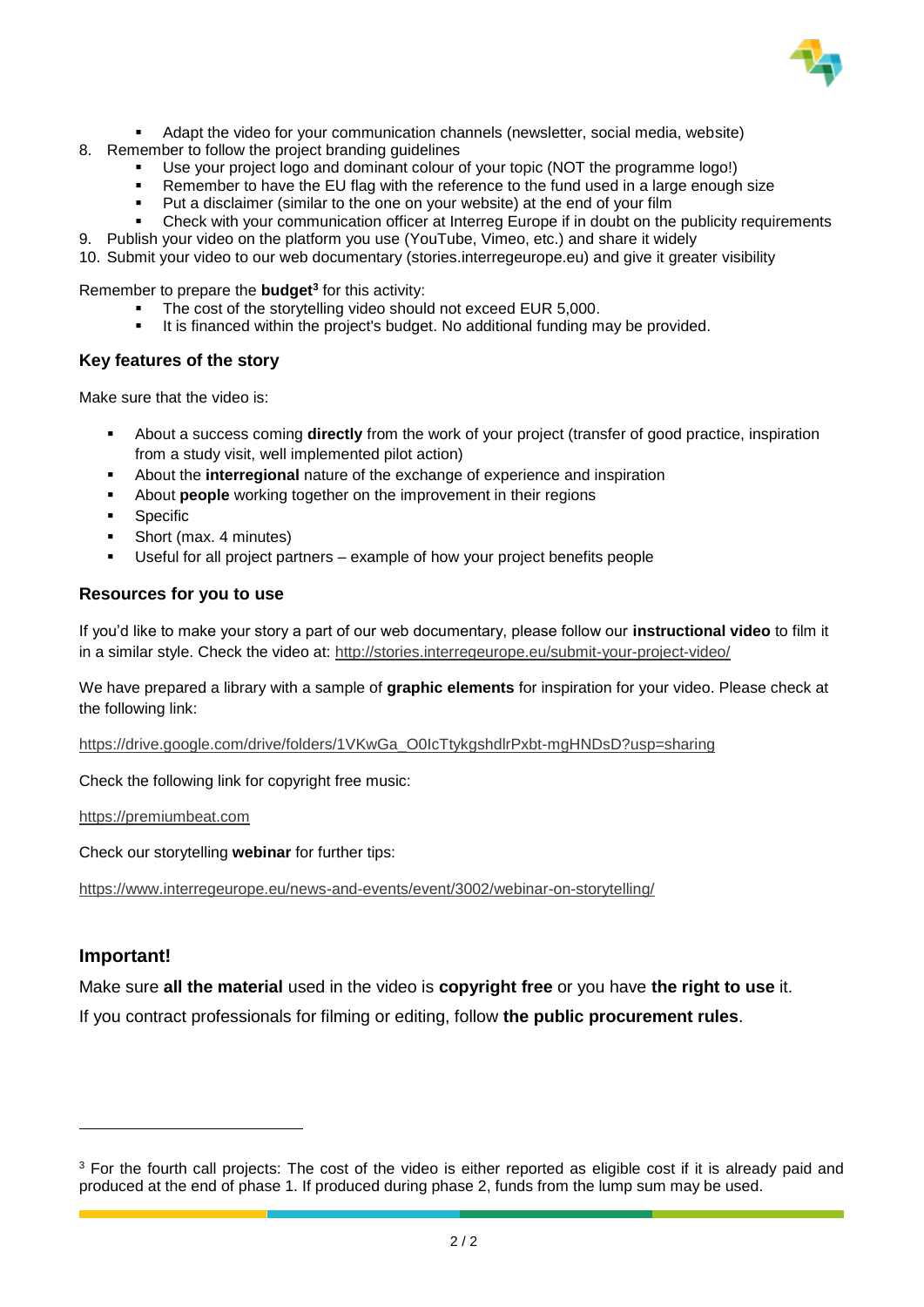- Adapt the video for your communication channels (newsletter, social media, website)
8. Remember to follow the project branding guidelines
   - Use your project logo and dominant colour of your topic (NOT the programme logo!)
   - Remember to have the EU flag with the reference to the fund used in a large enough size
   - Put a disclaimer (similar to the one on your website) at the end of your film
   - Check with your communication officer at Interreg Europe if in doubt on the publicity requirements
9. Publish your video on the platform you use (YouTube, Vimeo, etc.) and share it widely
10. Submit your video to our web documentary (stories.interregeurope.eu) and give it greater visibility

Remember to prepare the **budget**[3] for this activity:

- The cost of the storytelling video should not exceed EUR 5,000.
- It is financed within the project's budget. No additional funding may be provided.

### Key features of the story

Make sure that the video is:

- About a success coming **directly** from the work of your project (transfer of good practice, inspiration from a study visit, well implemented pilot action)
- About the **interregional** nature of the exchange of experience and inspiration
- About **people** working together on the improvement in their regions
- Specific
- Short (max. 4 minutes)
- Useful for all project partners – example of how your project benefits people

### Resources for you to use

If you'd like to make your story a part of our web documentary, please follow our **instructional video** to film it in a similar style. Check the video at: http://stories.interregeurope.eu/submit-your-project-video/

We have prepared a library with a sample of **graphic elements** for inspiration for your video. Please check at the following link:

https://drive.google.com/drive/folders/1VKwGa_O0IcTtykgshdlrPxbt-mgHNDsD?usp=sharing

Check the following link for copyright free music:

https://premiumbeat.com

Check our storytelling **webinar** for further tips:

https://www.interregeurope.eu/news-and-events/event/3002/webinar-on-storytelling/

## Important!

Make sure **all the material** used in the video is **copyright free** or you have **the right to use** it.

If you contract professionals for filming or editing, follow **the public procurement rules**.

---

[3] For the fourth call projects: The cost of the video is either reported as eligible cost if it is already paid and produced at the end of phase 1. If produced during phase 2, funds from the lump sum may be used.